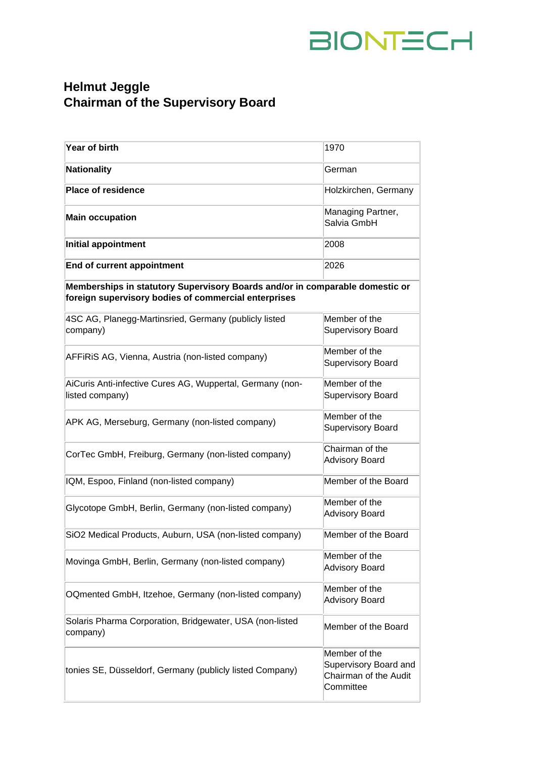# Helmut Jeggle
## Chairman of the Supervisory Board

| | |
|---|---|
| **Year of birth** | 1970 |
| **Nationality** | German |
| **Place of residence** | Holzkirchen, Germany |
| **Main occupation** | Managing Partner, Salvia GmbH |
| **Initial appointment** | 2008 |
| **End of current appointment** | 2026 |
| **Memberships in statutory Supervisory Boards and/or in comparable domestic or foreign supervisory bodies of commercial enterprises** | |
| 4SC AG, Planegg-Martinsried, Germany (publicly listed company) | Member of the Supervisory Board |
| AFFiRiS AG, Vienna, Austria (non-listed company) | Member of the Supervisory Board |
| AiCuris Anti-infective Cures AG, Wuppertal, Germany (non-listed company) | Member of the Supervisory Board |
| APK AG, Merseburg, Germany (non-listed company) | Member of the Supervisory Board |
| CorTec GmbH, Freiburg, Germany (non-listed company) | Chairman of the Advisory Board |
| IQM, Espoo, Finland (non-listed company) | Member of the Board |
| Glycotope GmbH, Berlin, Germany (non-listed company) | Member of the Advisory Board |
| SiO2 Medical Products, Auburn, USA (non-listed company) | Member of the Board |
| Movinga GmbH, Berlin, Germany (non-listed company) | Member of the Advisory Board |
| OQmented GmbH, Itzehoe, Germany (non-listed company) | Member of the Advisory Board |
| Solaris Pharma Corporation, Bridgewater, USA (non-listed company) | Member of the Board |
| tonies SE, Düsseldorf, Germany (publicly listed Company) | Member of the Supervisory Board and Chairman of the Audit Committee |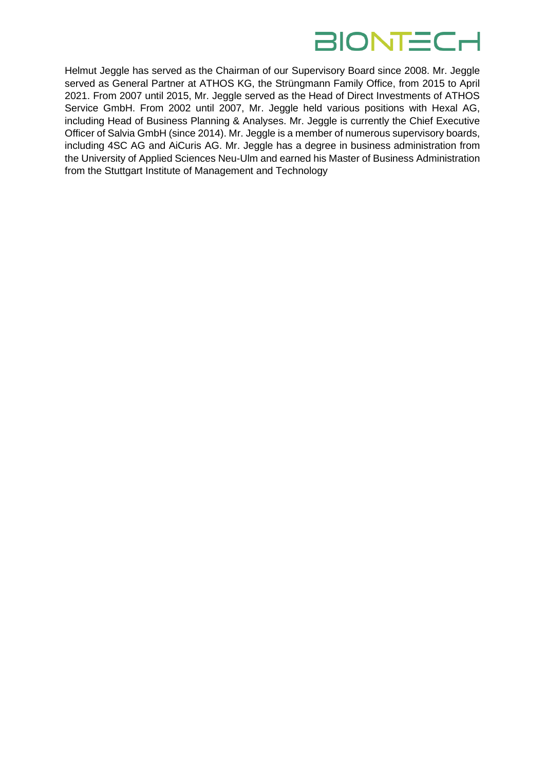Helmut Jeggle has served as the Chairman of our Supervisory Board since 2008. Mr. Jeggle served as General Partner at ATHOS KG, the Strüngmann Family Office, from 2015 to April 2021. From 2007 until 2015, Mr. Jeggle served as the Head of Direct Investments of ATHOS Service GmbH. From 2002 until 2007, Mr. Jeggle held various positions with Hexal AG, including Head of Business Planning & Analyses. Mr. Jeggle is currently the Chief Executive Officer of Salvia GmbH (since 2014). Mr. Jeggle is a member of numerous supervisory boards, including 4SC AG and AiCuris AG. Mr. Jeggle has a degree in business administration from the University of Applied Sciences Neu-Ulm and earned his Master of Business Administration from the Stuttgart Institute of Management and Technology